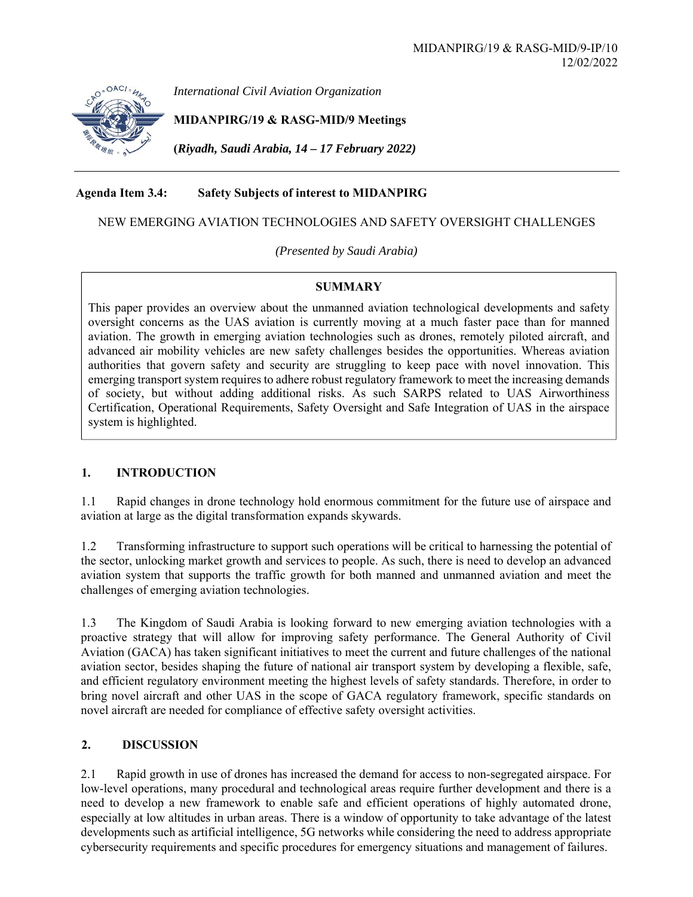MIDANPIRG/19 & RASG-MID/9-IP/10
12/02/2022

*International Civil Aviation Organization*

**MIDANPIRG/19 & RASG-MID/9 Meetings**

**(*Riyadh, Saudi Arabia, 14 – 17 February 2022)***

**Agenda Item 3.4: Safety Subjects of interest to MIDANPIRG**

NEW EMERGING AVIATION TECHNOLOGIES AND SAFETY OVERSIGHT CHALLENGES

*(Presented by Saudi Arabia)*

**SUMMARY**

This paper provides an overview about the unmanned aviation technological developments and safety oversight concerns as the UAS aviation is currently moving at a much faster pace than for manned aviation. The growth in emerging aviation technologies such as drones, remotely piloted aircraft, and advanced air mobility vehicles are new safety challenges besides the opportunities. Whereas aviation authorities that govern safety and security are struggling to keep pace with novel innovation. This emerging transport system requires to adhere robust regulatory framework to meet the increasing demands of society, but without adding additional risks. As such SARPS related to UAS Airworthiness Certification, Operational Requirements, Safety Oversight and Safe Integration of UAS in the airspace system is highlighted.

## 1. INTRODUCTION

1.1 Rapid changes in drone technology hold enormous commitment for the future use of airspace and aviation at large as the digital transformation expands skywards.

1.2 Transforming infrastructure to support such operations will be critical to harnessing the potential of the sector, unlocking market growth and services to people. As such, there is need to develop an advanced aviation system that supports the traffic growth for both manned and unmanned aviation and meet the challenges of emerging aviation technologies.

1.3 The Kingdom of Saudi Arabia is looking forward to new emerging aviation technologies with a proactive strategy that will allow for improving safety performance. The General Authority of Civil Aviation (GACA) has taken significant initiatives to meet the current and future challenges of the national aviation sector, besides shaping the future of national air transport system by developing a flexible, safe, and efficient regulatory environment meeting the highest levels of safety standards. Therefore, in order to bring novel aircraft and other UAS in the scope of GACA regulatory framework, specific standards on novel aircraft are needed for compliance of effective safety oversight activities.

## 2. DISCUSSION

2.1 Rapid growth in use of drones has increased the demand for access to non-segregated airspace. For low-level operations, many procedural and technological areas require further development and there is a need to develop a new framework to enable safe and efficient operations of highly automated drone, especially at low altitudes in urban areas. There is a window of opportunity to take advantage of the latest developments such as artificial intelligence, 5G networks while considering the need to address appropriate cybersecurity requirements and specific procedures for emergency situations and management of failures.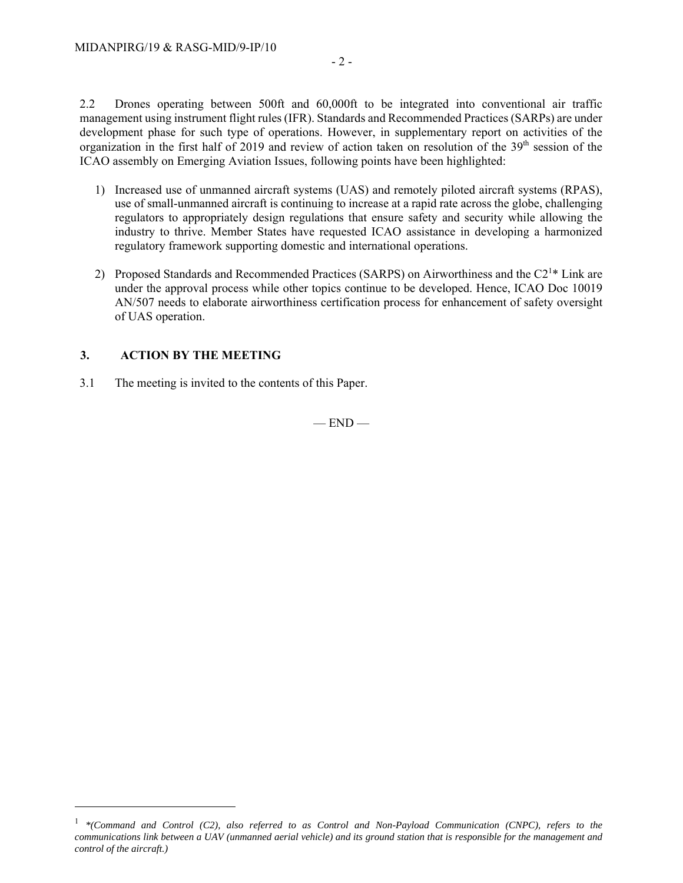2.2 Drones operating between 500ft and 60,000ft to be integrated into conventional air traffic management using instrument flight rules (IFR). Standards and Recommended Practices (SARPs) are under development phase for such type of operations. However, in supplementary report on activities of the organization in the first half of 2019 and review of action taken on resolution of the 39th session of the ICAO assembly on Emerging Aviation Issues, following points have been highlighted:

1) Increased use of unmanned aircraft systems (UAS) and remotely piloted aircraft systems (RPAS), use of small-unmanned aircraft is continuing to increase at a rapid rate across the globe, challenging regulators to appropriately design regulations that ensure safety and security while allowing the industry to thrive. Member States have requested ICAO assistance in developing a harmonized regulatory framework supporting domestic and international operations.

2) Proposed Standards and Recommended Practices (SARPS) on Airworthiness and the C2[1]* Link are under the approval process while other topics continue to be developed. Hence, ICAO Doc 10019 AN/507 needs to elaborate airworthiness certification process for enhancement of safety oversight of UAS operation.

## 3. ACTION BY THE MEETING

3.1 The meeting is invited to the contents of this Paper.

— END —

[1] *\*(Command and Control (C2), also referred to as Control and Non-Payload Communication (CNPC), refers to the communications link between a UAV (unmanned aerial vehicle) and its ground station that is responsible for the management and control of the aircraft.)*